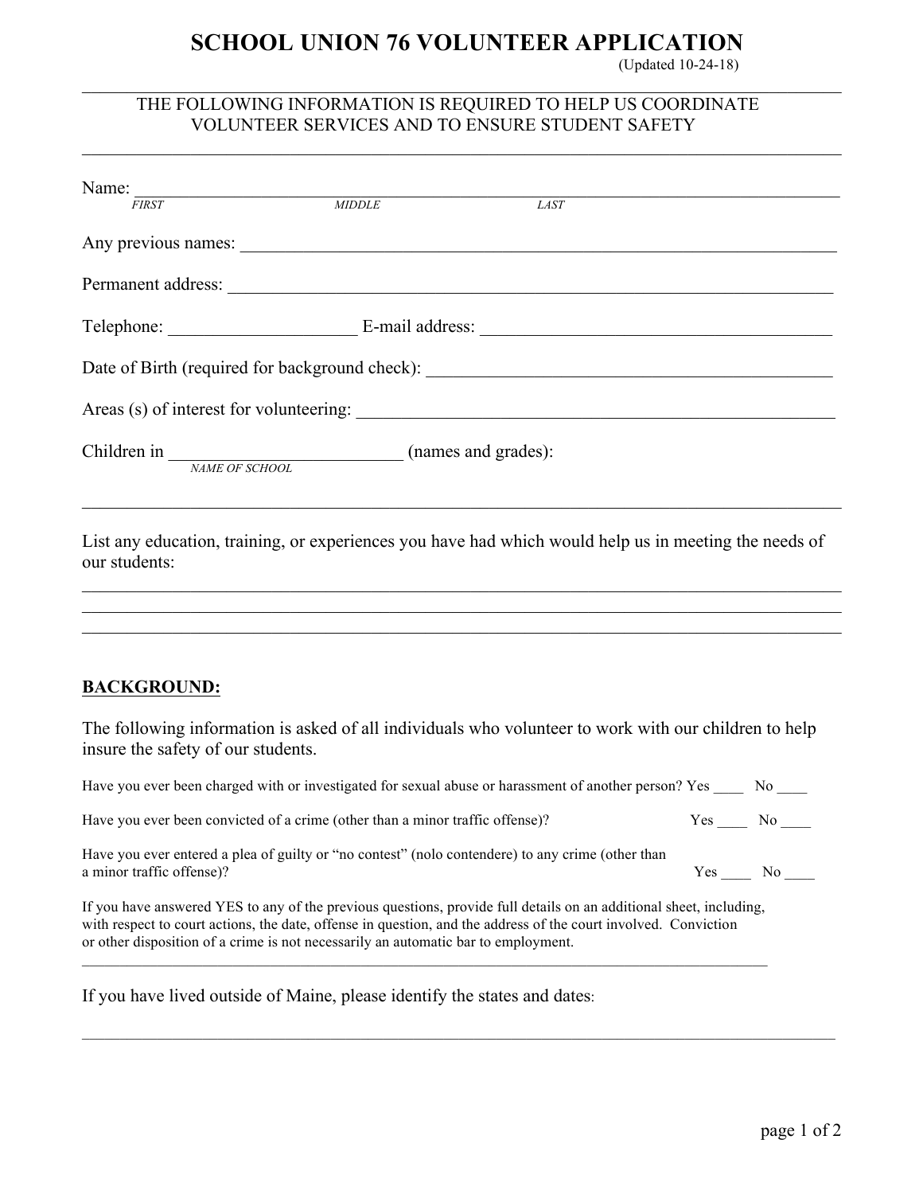# SCHOOL UNION 76 VOLUNTEER APPLICATION

(Updated 10-24-18)

THE FOLLOWING INFORMATION IS REQUIRED TO HELP US COORDINATE VOLUNTEER SERVICES AND TO ENSURE STUDENT SAFETY

Name: ______________________________________________________________________

*FIRST* *MIDDLE* *LAST*

Any previous names: ____________________________________________________________

Permanent address: _____________________________________________________________

Telephone: ____________________ E-mail address: ____________________________________

Date of Birth (required for background check): _________________________________________

Areas (s) of interest for volunteering: _______________________________________________

Children in _________________________ (names and grades):

*NAME OF SCHOOL*

________________________________________________________________________________

List any education, training, or experiences you have had which would help us in meeting the needs of our students:

________________________________________________________________________________

________________________________________________________________________________

________________________________________________________________________________

**BACKGROUND:**

The following information is asked of all individuals who volunteer to work with our children to help insure the safety of our students.

Have you ever been charged with or investigated for sexual abuse or harassment of another person? Yes ____ No ____

Have you ever been convicted of a crime (other than a minor traffic offense)? Yes ____ No ____

Have you ever entered a plea of guilty or "no contest" (nolo contendere) to any crime (other than a minor traffic offense)? Yes ____ No ____

If you have answered YES to any of the previous questions, provide full details on an additional sheet, including, with respect to court actions, the date, offense in question, and the address of the court involved. Conviction or other disposition of a crime is not necessarily an automatic bar to employment.

________________________________________________________________________________

If you have lived outside of Maine, please identify the states and dates:

________________________________________________________________________________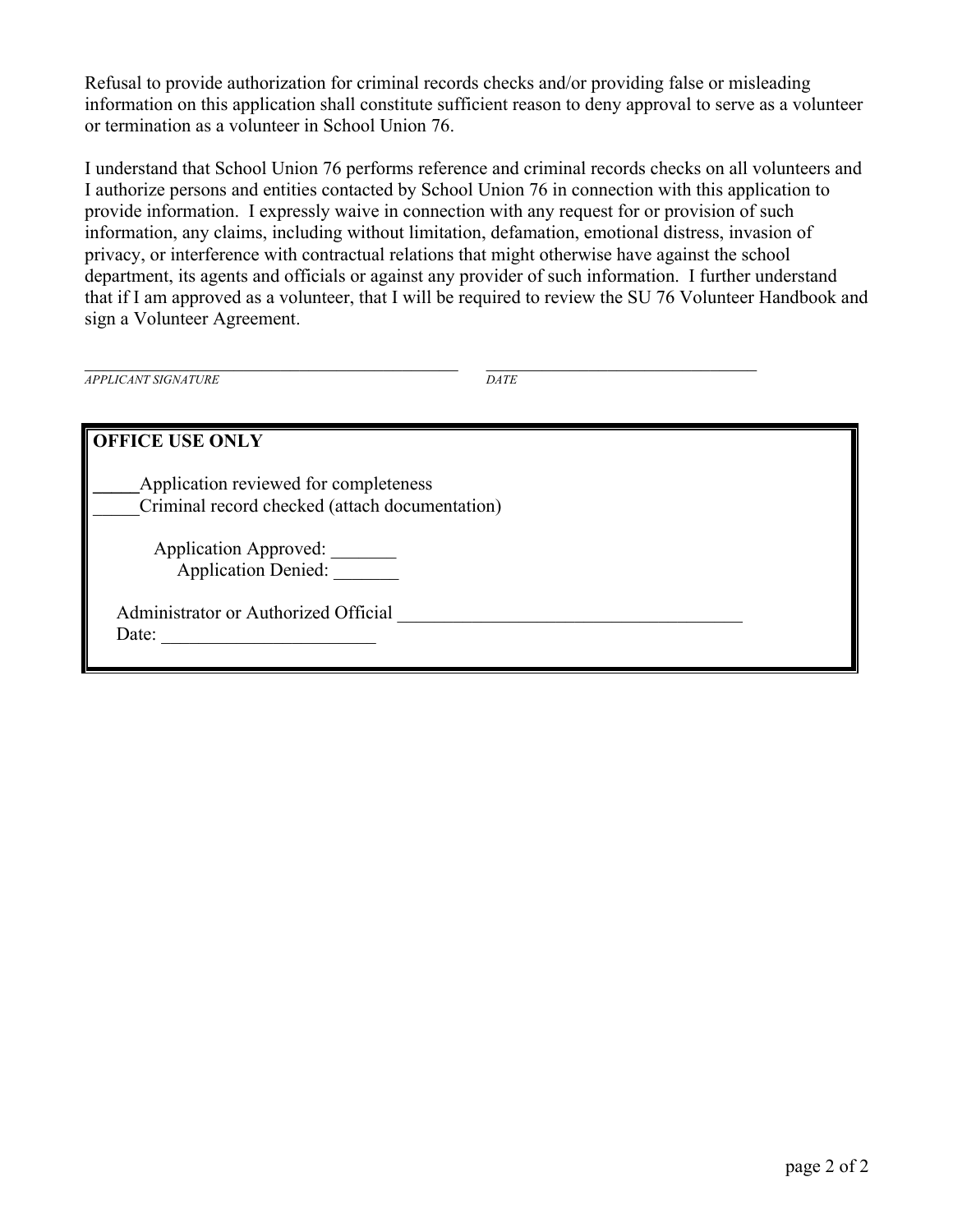Refusal to provide authorization for criminal records checks and/or providing false or misleading information on this application shall constitute sufficient reason to deny approval to serve as a volunteer or termination as a volunteer in School Union 76.

I understand that School Union 76 performs reference and criminal records checks on all volunteers and I authorize persons and entities contacted by School Union 76 in connection with this application to provide information. I expressly waive in connection with any request for or provision of such information, any claims, including without limitation, defamation, emotional distress, invasion of privacy, or interference with contractual relations that might otherwise have against the school department, its agents and officials or against any provider of such information. I further understand that if I am approved as a volunteer, that I will be required to review the SU 76 Volunteer Handbook and sign a Volunteer Agreement.

_______________________________________________ ________________________________

*APPLICANT SIGNATURE* *DATE*

---

**OFFICE USE ONLY**

_____Application reviewed for completeness
_____Criminal record checked (attach documentation)

Application Approved: _______
Application Denied: _______

Administrator or Authorized Official ______________________________________
Date: _______________________

---